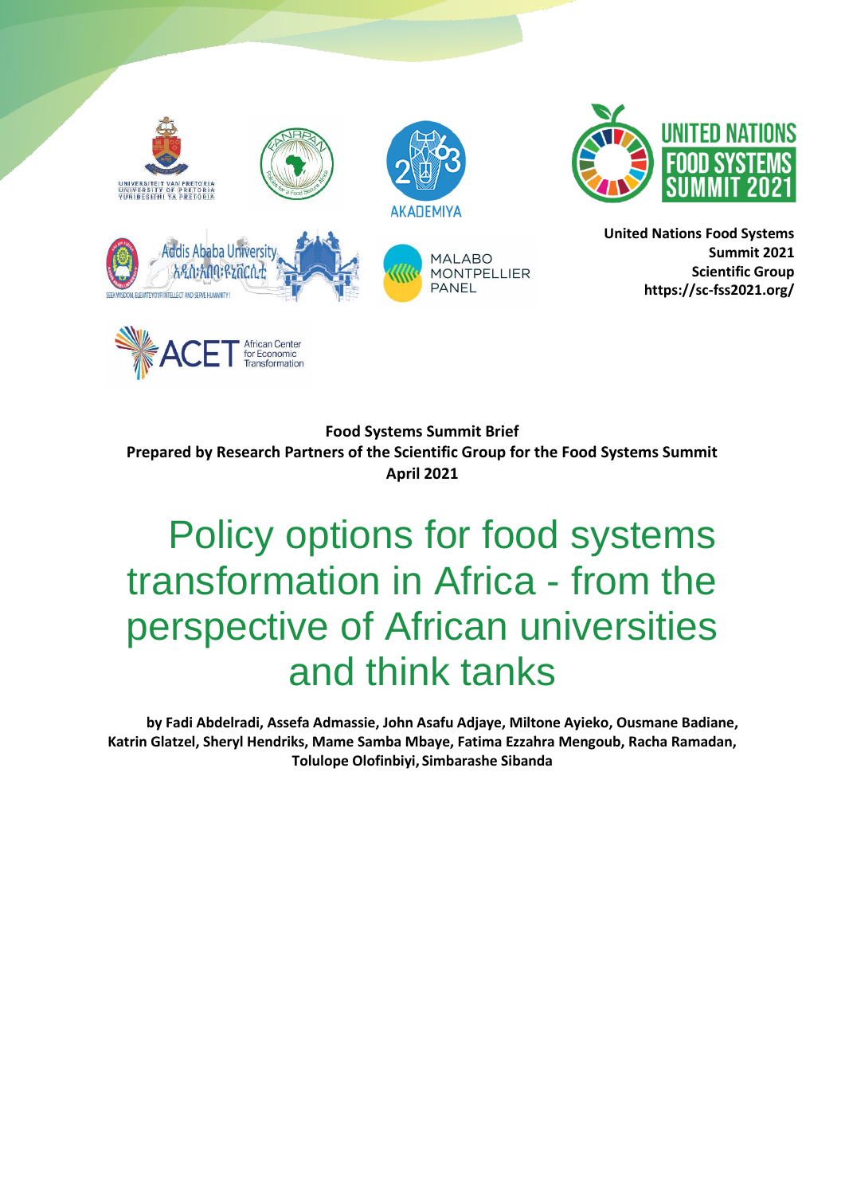United Nations Food Systems Summit 2021 Scientific Group
https://sc-fss2021.org/

**Food Systems Summit Brief**
**Prepared by Research Partners of the Scientific Group for the Food Systems Summit**
**April 2021**

# Policy options for food systems transformation in Africa - from the perspective of African universities and think tanks

**by Fadi Abdelradi, Assefa Admassie, John Asafu Adjaye, Miltone Ayieko, Ousmane Badiane, Katrin Glatzel, Sheryl Hendriks, Mame Samba Mbaye, Fatima Ezzahra Mengoub, Racha Ramadan, Tolulope Olofinbiyi, Simbarashe Sibanda**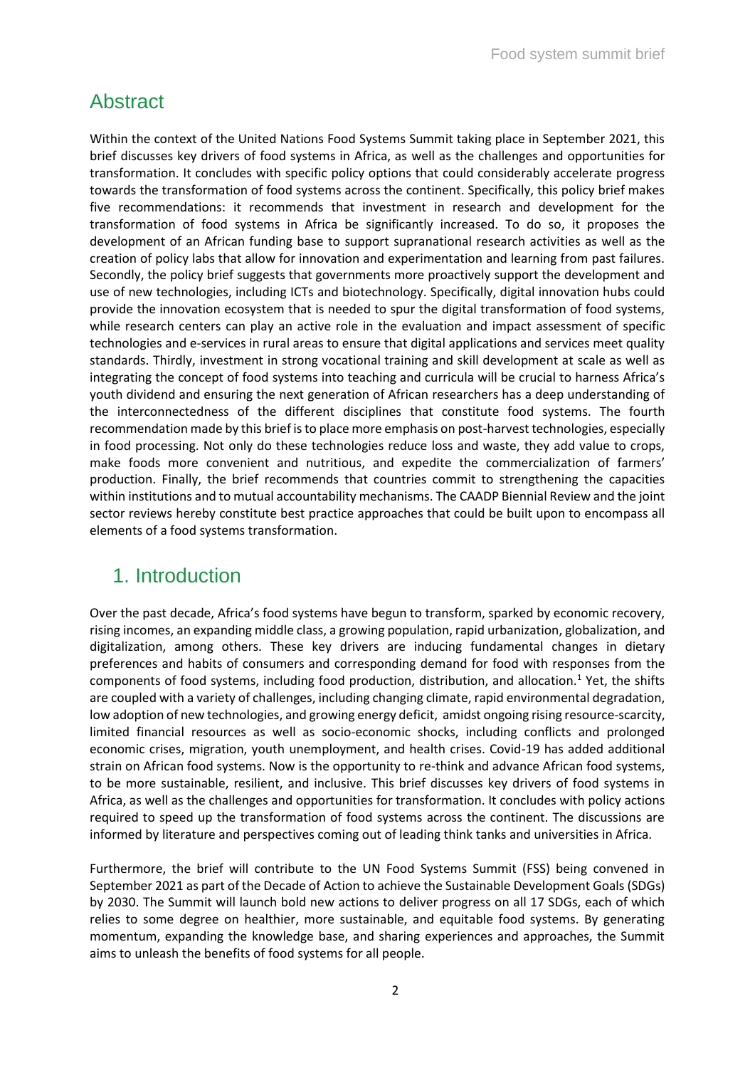## Abstract

Within the context of the United Nations Food Systems Summit taking place in September 2021, this brief discusses key drivers of food systems in Africa, as well as the challenges and opportunities for transformation. It concludes with specific policy options that could considerably accelerate progress towards the transformation of food systems across the continent. Specifically, this policy brief makes five recommendations: it recommends that investment in research and development for the transformation of food systems in Africa be significantly increased. To do so, it proposes the development of an African funding base to support supranational research activities as well as the creation of policy labs that allow for innovation and experimentation and learning from past failures. Secondly, the policy brief suggests that governments more proactively support the development and use of new technologies, including ICTs and biotechnology. Specifically, digital innovation hubs could provide the innovation ecosystem that is needed to spur the digital transformation of food systems, while research centers can play an active role in the evaluation and impact assessment of specific technologies and e-services in rural areas to ensure that digital applications and services meet quality standards. Thirdly, investment in strong vocational training and skill development at scale as well as integrating the concept of food systems into teaching and curricula will be crucial to harness Africa's youth dividend and ensuring the next generation of African researchers has a deep understanding of the interconnectedness of the different disciplines that constitute food systems. The fourth recommendation made by this brief is to place more emphasis on post-harvest technologies, especially in food processing. Not only do these technologies reduce loss and waste, they add value to crops, make foods more convenient and nutritious, and expedite the commercialization of farmers' production. Finally, the brief recommends that countries commit to strengthening the capacities within institutions and to mutual accountability mechanisms. The CAADP Biennial Review and the joint sector reviews hereby constitute best practice approaches that could be built upon to encompass all elements of a food systems transformation.

## 1. Introduction

Over the past decade, Africa's food systems have begun to transform, sparked by economic recovery, rising incomes, an expanding middle class, a growing population, rapid urbanization, globalization, and digitalization, among others. These key drivers are inducing fundamental changes in dietary preferences and habits of consumers and corresponding demand for food with responses from the components of food systems, including food production, distribution, and allocation.[1] Yet, the shifts are coupled with a variety of challenges, including changing climate, rapid environmental degradation, low adoption of new technologies, and growing energy deficit, amidst ongoing rising resource-scarcity, limited financial resources as well as socio-economic shocks, including conflicts and prolonged economic crises, migration, youth unemployment, and health crises. Covid-19 has added additional strain on African food systems. Now is the opportunity to re-think and advance African food systems, to be more sustainable, resilient, and inclusive. This brief discusses key drivers of food systems in Africa, as well as the challenges and opportunities for transformation. It concludes with policy actions required to speed up the transformation of food systems across the continent. The discussions are informed by literature and perspectives coming out of leading think tanks and universities in Africa.

Furthermore, the brief will contribute to the UN Food Systems Summit (FSS) being convened in September 2021 as part of the Decade of Action to achieve the Sustainable Development Goals (SDGs) by 2030. The Summit will launch bold new actions to deliver progress on all 17 SDGs, each of which relies to some degree on healthier, more sustainable, and equitable food systems. By generating momentum, expanding the knowledge base, and sharing experiences and approaches, the Summit aims to unleash the benefits of food systems for all people.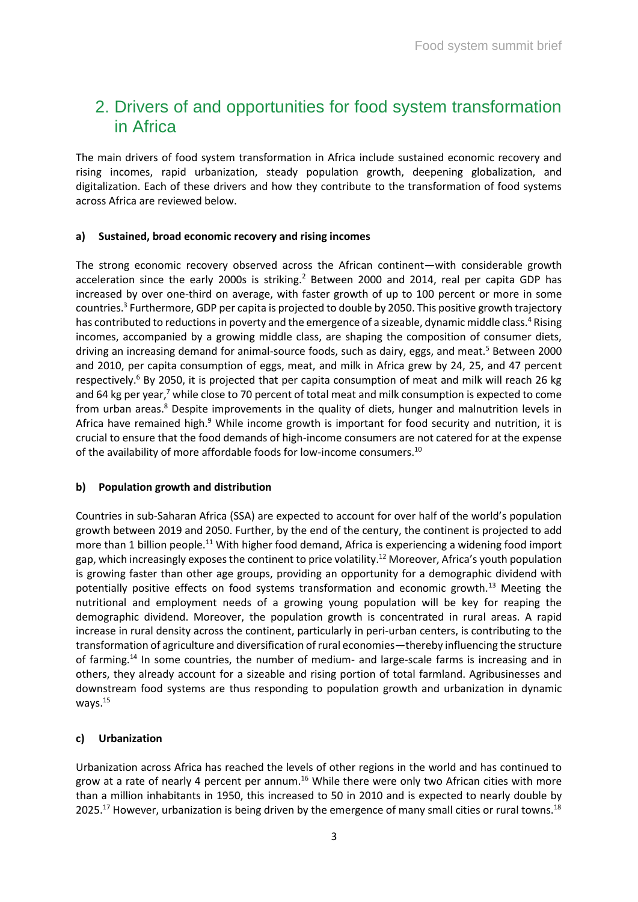## 2. Drivers of and opportunities for food system transformation in Africa

The main drivers of food system transformation in Africa include sustained economic recovery and rising incomes, rapid urbanization, steady population growth, deepening globalization, and digitalization. Each of these drivers and how they contribute to the transformation of food systems across Africa are reviewed below.

### a) Sustained, broad economic recovery and rising incomes

The strong economic recovery observed across the African continent—with considerable growth acceleration since the early 2000s is striking.[2] Between 2000 and 2014, real per capita GDP has increased by over one-third on average, with faster growth of up to 100 percent or more in some countries.[3] Furthermore, GDP per capita is projected to double by 2050. This positive growth trajectory has contributed to reductions in poverty and the emergence of a sizeable, dynamic middle class.[4] Rising incomes, accompanied by a growing middle class, are shaping the composition of consumer diets, driving an increasing demand for animal-source foods, such as dairy, eggs, and meat.[5] Between 2000 and 2010, per capita consumption of eggs, meat, and milk in Africa grew by 24, 25, and 47 percent respectively.[6] By 2050, it is projected that per capita consumption of meat and milk will reach 26 kg and 64 kg per year,[7] while close to 70 percent of total meat and milk consumption is expected to come from urban areas.[8] Despite improvements in the quality of diets, hunger and malnutrition levels in Africa have remained high.[9] While income growth is important for food security and nutrition, it is crucial to ensure that the food demands of high-income consumers are not catered for at the expense of the availability of more affordable foods for low-income consumers.[10]

### b) Population growth and distribution

Countries in sub-Saharan Africa (SSA) are expected to account for over half of the world's population growth between 2019 and 2050. Further, by the end of the century, the continent is projected to add more than 1 billion people.[11] With higher food demand, Africa is experiencing a widening food import gap, which increasingly exposes the continent to price volatility.[12] Moreover, Africa's youth population is growing faster than other age groups, providing an opportunity for a demographic dividend with potentially positive effects on food systems transformation and economic growth.[13] Meeting the nutritional and employment needs of a growing young population will be key for reaping the demographic dividend. Moreover, the population growth is concentrated in rural areas. A rapid increase in rural density across the continent, particularly in peri-urban centers, is contributing to the transformation of agriculture and diversification of rural economies—thereby influencing the structure of farming.[14] In some countries, the number of medium- and large-scale farms is increasing and in others, they already account for a sizeable and rising portion of total farmland. Agribusinesses and downstream food systems are thus responding to population growth and urbanization in dynamic ways.[15]

### c) Urbanization

Urbanization across Africa has reached the levels of other regions in the world and has continued to grow at a rate of nearly 4 percent per annum.[16] While there were only two African cities with more than a million inhabitants in 1950, this increased to 50 in 2010 and is expected to nearly double by 2025.[17] However, urbanization is being driven by the emergence of many small cities or rural towns.[18]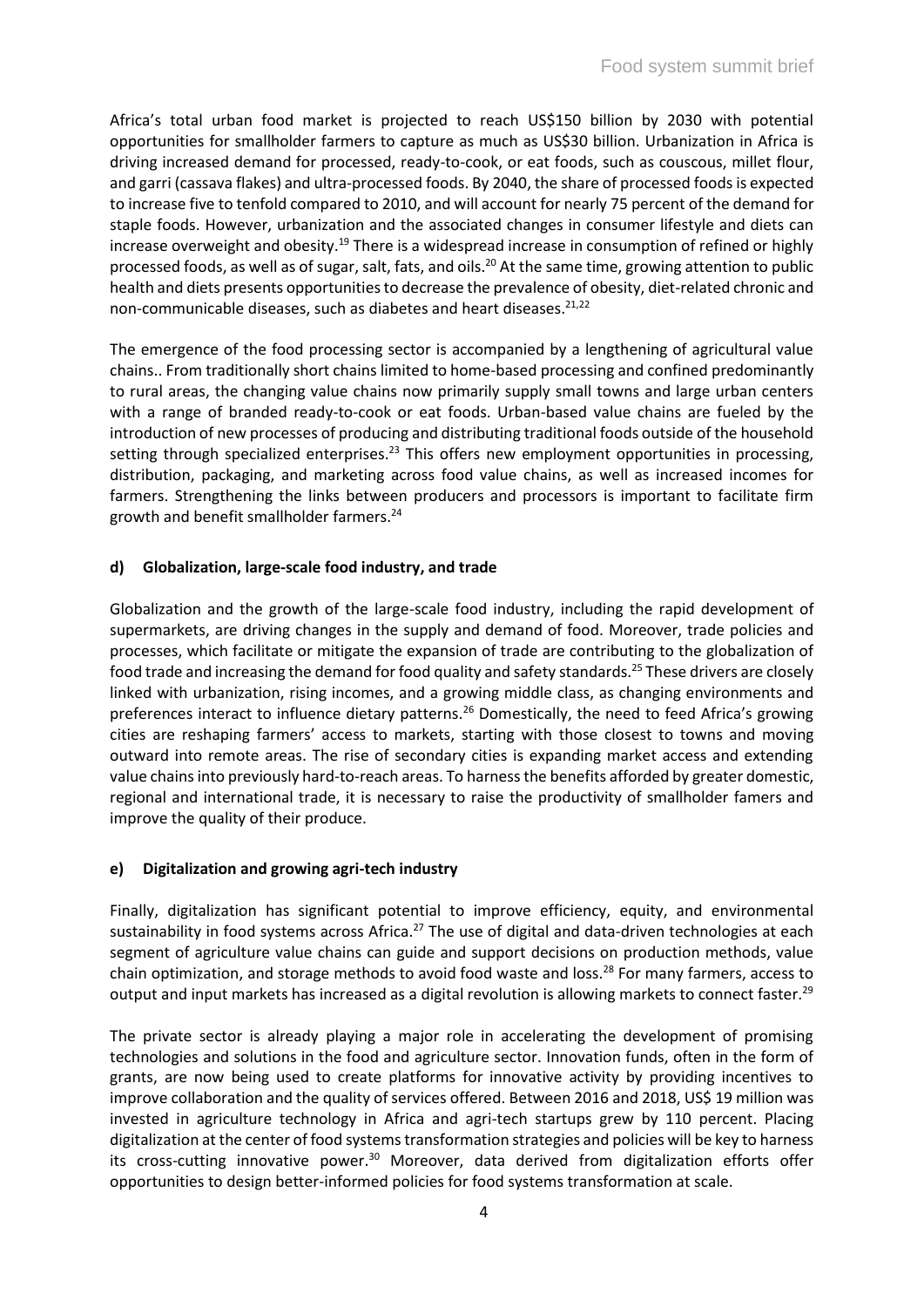Africa's total urban food market is projected to reach US$150 billion by 2030 with potential opportunities for smallholder farmers to capture as much as US$30 billion. Urbanization in Africa is driving increased demand for processed, ready-to-cook, or eat foods, such as couscous, millet flour, and garri (cassava flakes) and ultra-processed foods. By 2040, the share of processed foods is expected to increase five to tenfold compared to 2010, and will account for nearly 75 percent of the demand for staple foods. However, urbanization and the associated changes in consumer lifestyle and diets can increase overweight and obesity.[19] There is a widespread increase in consumption of refined or highly processed foods, as well as of sugar, salt, fats, and oils.[20] At the same time, growing attention to public health and diets presents opportunities to decrease the prevalence of obesity, diet-related chronic and non-communicable diseases, such as diabetes and heart diseases.[21,22]

The emergence of the food processing sector is accompanied by a lengthening of agricultural value chains.. From traditionally short chains limited to home-based processing and confined predominantly to rural areas, the changing value chains now primarily supply small towns and large urban centers with a range of branded ready-to-cook or eat foods. Urban-based value chains are fueled by the introduction of new processes of producing and distributing traditional foods outside of the household setting through specialized enterprises.[23] This offers new employment opportunities in processing, distribution, packaging, and marketing across food value chains, as well as increased incomes for farmers. Strengthening the links between producers and processors is important to facilitate firm growth and benefit smallholder farmers.[24]

#### d) Globalization, large-scale food industry, and trade

Globalization and the growth of the large-scale food industry, including the rapid development of supermarkets, are driving changes in the supply and demand of food. Moreover, trade policies and processes, which facilitate or mitigate the expansion of trade are contributing to the globalization of food trade and increasing the demand for food quality and safety standards.[25] These drivers are closely linked with urbanization, rising incomes, and a growing middle class, as changing environments and preferences interact to influence dietary patterns.[26] Domestically, the need to feed Africa's growing cities are reshaping farmers' access to markets, starting with those closest to towns and moving outward into remote areas. The rise of secondary cities is expanding market access and extending value chains into previously hard-to-reach areas. To harness the benefits afforded by greater domestic, regional and international trade, it is necessary to raise the productivity of smallholder famers and improve the quality of their produce.

#### e) Digitalization and growing agri-tech industry

Finally, digitalization has significant potential to improve efficiency, equity, and environmental sustainability in food systems across Africa.[27] The use of digital and data-driven technologies at each segment of agriculture value chains can guide and support decisions on production methods, value chain optimization, and storage methods to avoid food waste and loss.[28] For many farmers, access to output and input markets has increased as a digital revolution is allowing markets to connect faster.[29]

The private sector is already playing a major role in accelerating the development of promising technologies and solutions in the food and agriculture sector. Innovation funds, often in the form of grants, are now being used to create platforms for innovative activity by providing incentives to improve collaboration and the quality of services offered. Between 2016 and 2018, US$ 19 million was invested in agriculture technology in Africa and agri-tech startups grew by 110 percent. Placing digitalization at the center of food systems transformation strategies and policies will be key to harness its cross-cutting innovative power.[30] Moreover, data derived from digitalization efforts offer opportunities to design better-informed policies for food systems transformation at scale.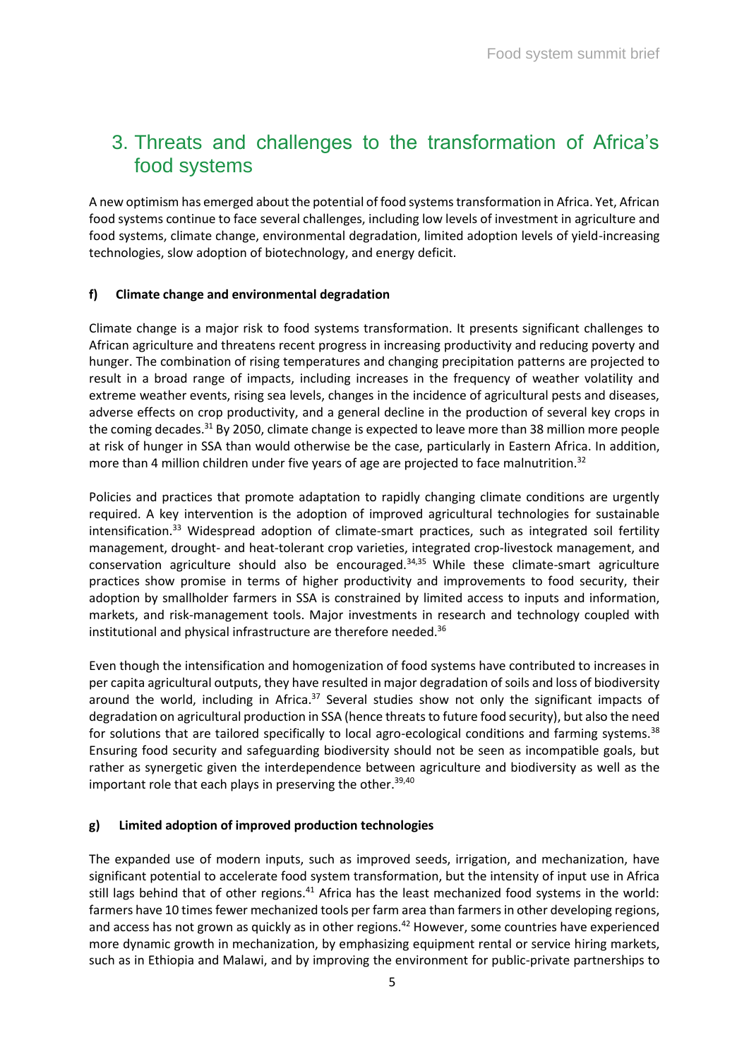# 3. Threats and challenges to the transformation of Africa's food systems

A new optimism has emerged about the potential of food systems transformation in Africa. Yet, African food systems continue to face several challenges, including low levels of investment in agriculture and food systems, climate change, environmental degradation, limited adoption levels of yield-increasing technologies, slow adoption of biotechnology, and energy deficit.

#### f) Climate change and environmental degradation

Climate change is a major risk to food systems transformation. It presents significant challenges to African agriculture and threatens recent progress in increasing productivity and reducing poverty and hunger. The combination of rising temperatures and changing precipitation patterns are projected to result in a broad range of impacts, including increases in the frequency of weather volatility and extreme weather events, rising sea levels, changes in the incidence of agricultural pests and diseases, adverse effects on crop productivity, and a general decline in the production of several key crops in the coming decades.[31] By 2050, climate change is expected to leave more than 38 million more people at risk of hunger in SSA than would otherwise be the case, particularly in Eastern Africa. In addition, more than 4 million children under five years of age are projected to face malnutrition.[32]

Policies and practices that promote adaptation to rapidly changing climate conditions are urgently required. A key intervention is the adoption of improved agricultural technologies for sustainable intensification.[33] Widespread adoption of climate-smart practices, such as integrated soil fertility management, drought- and heat-tolerant crop varieties, integrated crop-livestock management, and conservation agriculture should also be encouraged.[34,35] While these climate-smart agriculture practices show promise in terms of higher productivity and improvements to food security, their adoption by smallholder farmers in SSA is constrained by limited access to inputs and information, markets, and risk-management tools. Major investments in research and technology coupled with institutional and physical infrastructure are therefore needed.[36]

Even though the intensification and homogenization of food systems have contributed to increases in per capita agricultural outputs, they have resulted in major degradation of soils and loss of biodiversity around the world, including in Africa.[37] Several studies show not only the significant impacts of degradation on agricultural production in SSA (hence threats to future food security), but also the need for solutions that are tailored specifically to local agro-ecological conditions and farming systems.[38] Ensuring food security and safeguarding biodiversity should not be seen as incompatible goals, but rather as synergetic given the interdependence between agriculture and biodiversity as well as the important role that each plays in preserving the other.[39,40]

#### g) Limited adoption of improved production technologies

The expanded use of modern inputs, such as improved seeds, irrigation, and mechanization, have significant potential to accelerate food system transformation, but the intensity of input use in Africa still lags behind that of other regions.[41] Africa has the least mechanized food systems in the world: farmers have 10 times fewer mechanized tools per farm area than farmers in other developing regions, and access has not grown as quickly as in other regions.[42] However, some countries have experienced more dynamic growth in mechanization, by emphasizing equipment rental or service hiring markets, such as in Ethiopia and Malawi, and by improving the environment for public-private partnerships to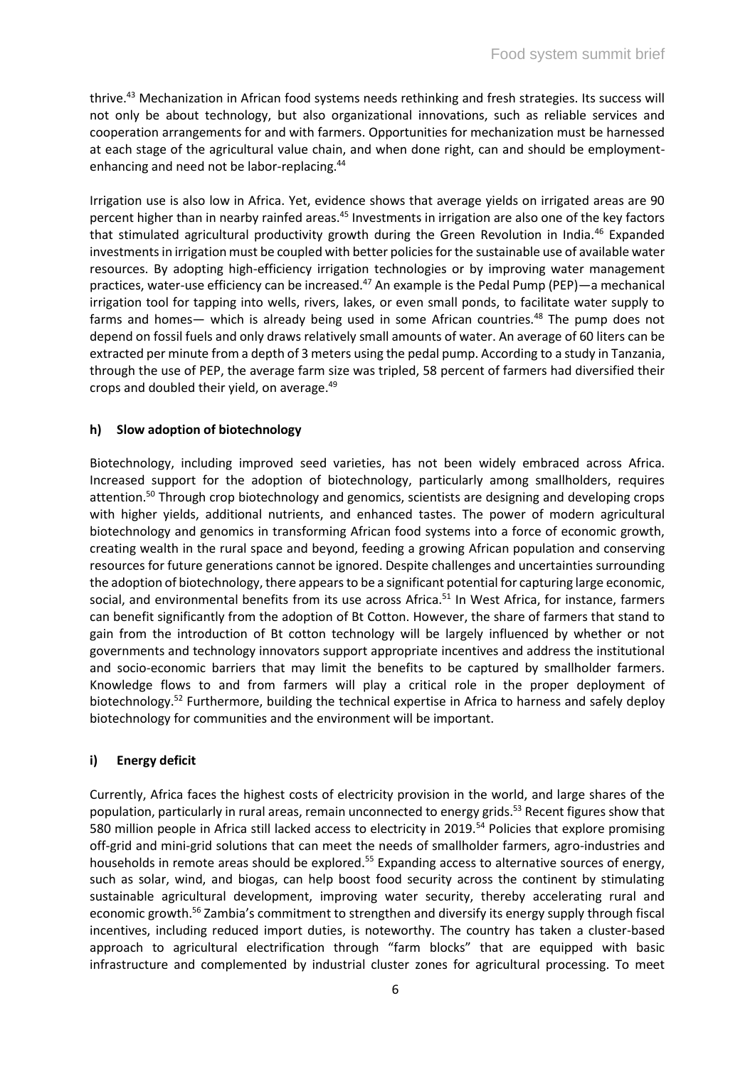thrive.[43] Mechanization in African food systems needs rethinking and fresh strategies. Its success will not only be about technology, but also organizational innovations, such as reliable services and cooperation arrangements for and with farmers. Opportunities for mechanization must be harnessed at each stage of the agricultural value chain, and when done right, can and should be employment-enhancing and need not be labor-replacing.[44]

Irrigation use is also low in Africa. Yet, evidence shows that average yields on irrigated areas are 90 percent higher than in nearby rainfed areas.[45] Investments in irrigation are also one of the key factors that stimulated agricultural productivity growth during the Green Revolution in India.[46] Expanded investments in irrigation must be coupled with better policies for the sustainable use of available water resources. By adopting high-efficiency irrigation technologies or by improving water management practices, water-use efficiency can be increased.[47] An example is the Pedal Pump (PEP)—a mechanical irrigation tool for tapping into wells, rivers, lakes, or even small ponds, to facilitate water supply to farms and homes— which is already being used in some African countries.[48] The pump does not depend on fossil fuels and only draws relatively small amounts of water. An average of 60 liters can be extracted per minute from a depth of 3 meters using the pedal pump. According to a study in Tanzania, through the use of PEP, the average farm size was tripled, 58 percent of farmers had diversified their crops and doubled their yield, on average.[49]

#### h) Slow adoption of biotechnology

Biotechnology, including improved seed varieties, has not been widely embraced across Africa. Increased support for the adoption of biotechnology, particularly among smallholders, requires attention.[50] Through crop biotechnology and genomics, scientists are designing and developing crops with higher yields, additional nutrients, and enhanced tastes. The power of modern agricultural biotechnology and genomics in transforming African food systems into a force of economic growth, creating wealth in the rural space and beyond, feeding a growing African population and conserving resources for future generations cannot be ignored. Despite challenges and uncertainties surrounding the adoption of biotechnology, there appears to be a significant potential for capturing large economic, social, and environmental benefits from its use across Africa.[51] In West Africa, for instance, farmers can benefit significantly from the adoption of Bt Cotton. However, the share of farmers that stand to gain from the introduction of Bt cotton technology will be largely influenced by whether or not governments and technology innovators support appropriate incentives and address the institutional and socio-economic barriers that may limit the benefits to be captured by smallholder farmers. Knowledge flows to and from farmers will play a critical role in the proper deployment of biotechnology.[52] Furthermore, building the technical expertise in Africa to harness and safely deploy biotechnology for communities and the environment will be important.

#### i) Energy deficit

Currently, Africa faces the highest costs of electricity provision in the world, and large shares of the population, particularly in rural areas, remain unconnected to energy grids.[53] Recent figures show that 580 million people in Africa still lacked access to electricity in 2019.[54] Policies that explore promising off-grid and mini-grid solutions that can meet the needs of smallholder farmers, agro-industries and households in remote areas should be explored.[55] Expanding access to alternative sources of energy, such as solar, wind, and biogas, can help boost food security across the continent by stimulating sustainable agricultural development, improving water security, thereby accelerating rural and economic growth.[56] Zambia's commitment to strengthen and diversify its energy supply through fiscal incentives, including reduced import duties, is noteworthy. The country has taken a cluster-based approach to agricultural electrification through "farm blocks" that are equipped with basic infrastructure and complemented by industrial cluster zones for agricultural processing. To meet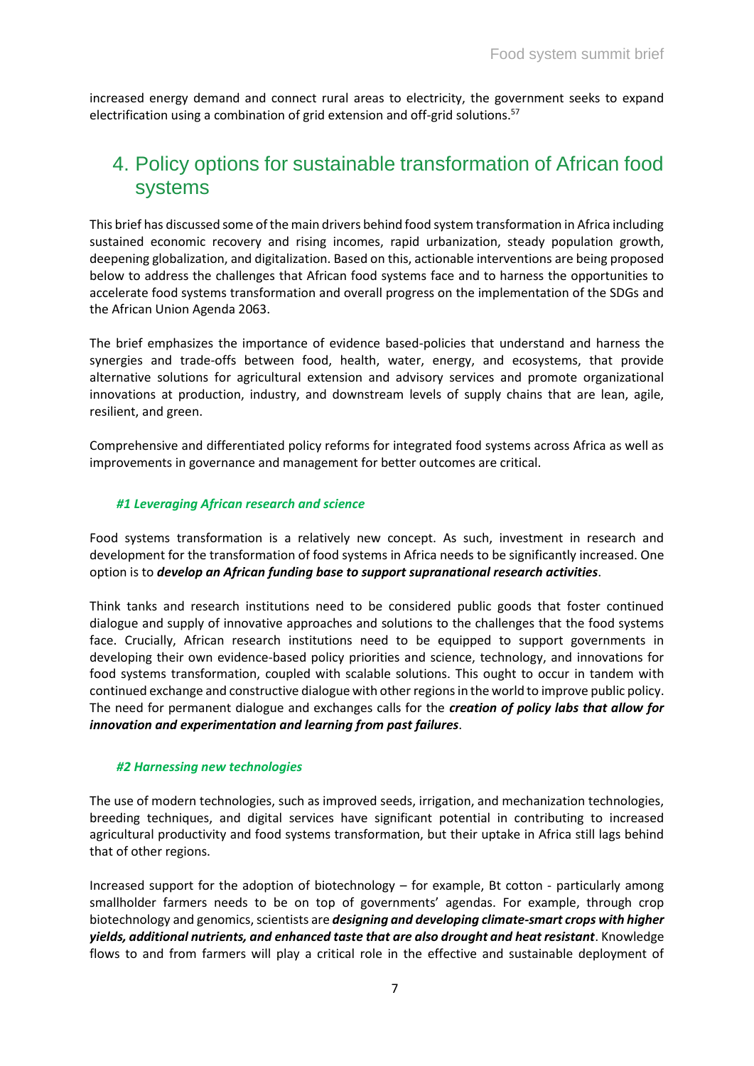increased energy demand and connect rural areas to electricity, the government seeks to expand electrification using a combination of grid extension and off-grid solutions.[57]

## 4. Policy options for sustainable transformation of African food systems

This brief has discussed some of the main drivers behind food system transformation in Africa including sustained economic recovery and rising incomes, rapid urbanization, steady population growth, deepening globalization, and digitalization. Based on this, actionable interventions are being proposed below to address the challenges that African food systems face and to harness the opportunities to accelerate food systems transformation and overall progress on the implementation of the SDGs and the African Union Agenda 2063.

The brief emphasizes the importance of evidence based-policies that understand and harness the synergies and trade-offs between food, health, water, energy, and ecosystems, that provide alternative solutions for agricultural extension and advisory services and promote organizational innovations at production, industry, and downstream levels of supply chains that are lean, agile, resilient, and green.

Comprehensive and differentiated policy reforms for integrated food systems across Africa as well as improvements in governance and management for better outcomes are critical.

### *#1 Leveraging African research and science*

Food systems transformation is a relatively new concept. As such, investment in research and development for the transformation of food systems in Africa needs to be significantly increased. One option is to ***develop an African funding base to support supranational research activities***.

Think tanks and research institutions need to be considered public goods that foster continued dialogue and supply of innovative approaches and solutions to the challenges that the food systems face. Crucially, African research institutions need to be equipped to support governments in developing their own evidence-based policy priorities and science, technology, and innovations for food systems transformation, coupled with scalable solutions. This ought to occur in tandem with continued exchange and constructive dialogue with other regions in the world to improve public policy. The need for permanent dialogue and exchanges calls for the ***creation of policy labs that allow for innovation and experimentation and learning from past failures***.

### *#2 Harnessing new technologies*

The use of modern technologies, such as improved seeds, irrigation, and mechanization technologies, breeding techniques, and digital services have significant potential in contributing to increased agricultural productivity and food systems transformation, but their uptake in Africa still lags behind that of other regions.

Increased support for the adoption of biotechnology – for example, Bt cotton - particularly among smallholder farmers needs to be on top of governments' agendas. For example, through crop biotechnology and genomics, scientists are ***designing and developing climate-smart crops with higher yields, additional nutrients, and enhanced taste that are also drought and heat resistant***. Knowledge flows to and from farmers will play a critical role in the effective and sustainable deployment of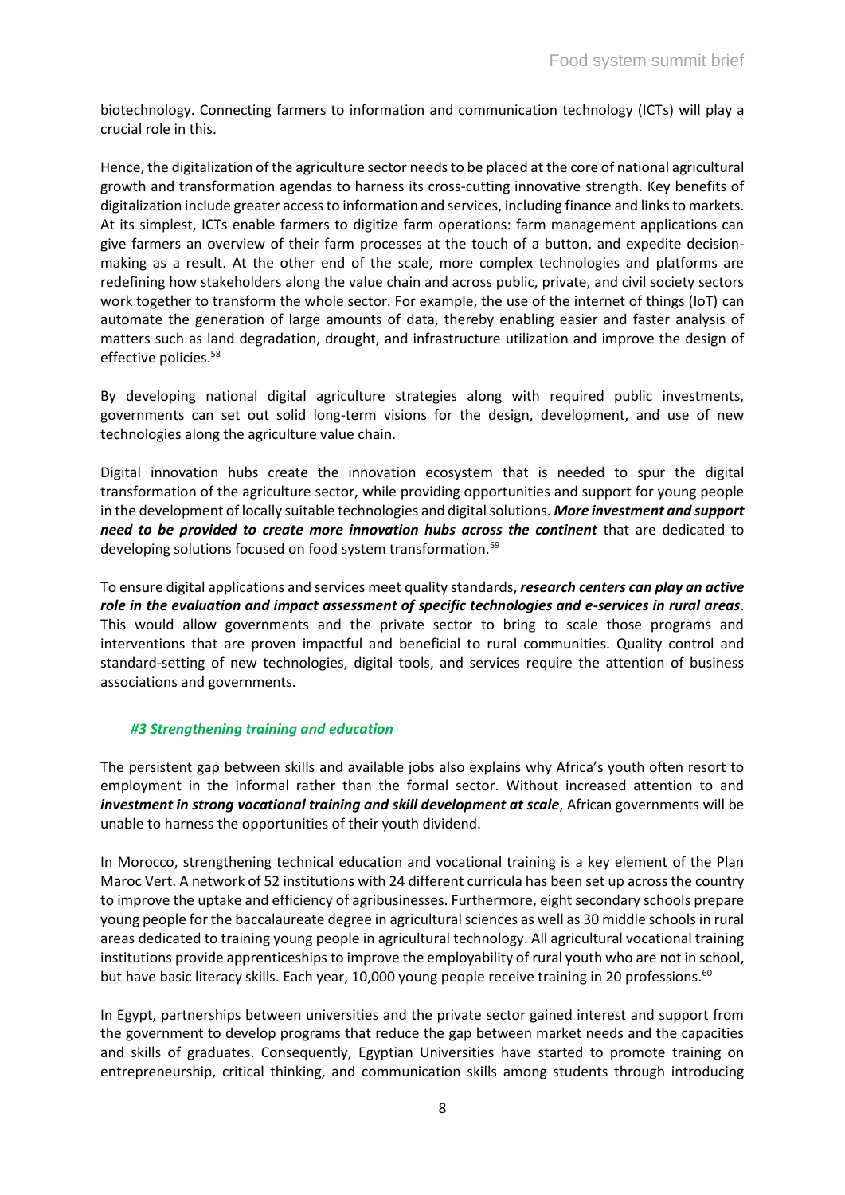biotechnology. Connecting farmers to information and communication technology (ICTs) will play a crucial role in this.

Hence, the digitalization of the agriculture sector needs to be placed at the core of national agricultural growth and transformation agendas to harness its cross-cutting innovative strength. Key benefits of digitalization include greater access to information and services, including finance and links to markets. At its simplest, ICTs enable farmers to digitize farm operations: farm management applications can give farmers an overview of their farm processes at the touch of a button, and expedite decision-making as a result. At the other end of the scale, more complex technologies and platforms are redefining how stakeholders along the value chain and across public, private, and civil society sectors work together to transform the whole sector. For example, the use of the internet of things (IoT) can automate the generation of large amounts of data, thereby enabling easier and faster analysis of matters such as land degradation, drought, and infrastructure utilization and improve the design of effective policies.[58]

By developing national digital agriculture strategies along with required public investments, governments can set out solid long-term visions for the design, development, and use of new technologies along the agriculture value chain.

Digital innovation hubs create the innovation ecosystem that is needed to spur the digital transformation of the agriculture sector, while providing opportunities and support for young people in the development of locally suitable technologies and digital solutions. ***More investment and support need to be provided to create more innovation hubs across the continent*** that are dedicated to developing solutions focused on food system transformation.[59]

To ensure digital applications and services meet quality standards, ***research centers can play an active role in the evaluation and impact assessment of specific technologies and e-services in rural areas***. This would allow governments and the private sector to bring to scale those programs and interventions that are proven impactful and beneficial to rural communities. Quality control and standard-setting of new technologies, digital tools, and services require the attention of business associations and governments.

### *#3 Strengthening training and education*

The persistent gap between skills and available jobs also explains why Africa's youth often resort to employment in the informal rather than the formal sector. Without increased attention to and ***investment in strong vocational training and skill development at scale***, African governments will be unable to harness the opportunities of their youth dividend.

In Morocco, strengthening technical education and vocational training is a key element of the Plan Maroc Vert. A network of 52 institutions with 24 different curricula has been set up across the country to improve the uptake and efficiency of agribusinesses. Furthermore, eight secondary schools prepare young people for the baccalaureate degree in agricultural sciences as well as 30 middle schools in rural areas dedicated to training young people in agricultural technology. All agricultural vocational training institutions provide apprenticeships to improve the employability of rural youth who are not in school, but have basic literacy skills. Each year, 10,000 young people receive training in 20 professions.[60]

In Egypt, partnerships between universities and the private sector gained interest and support from the government to develop programs that reduce the gap between market needs and the capacities and skills of graduates. Consequently, Egyptian Universities have started to promote training on entrepreneurship, critical thinking, and communication skills among students through introducing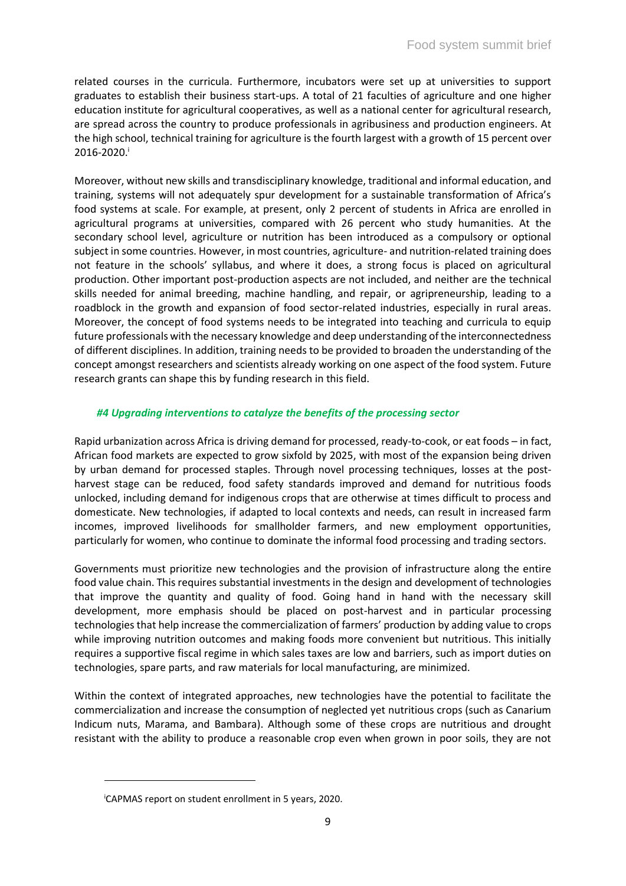related courses in the curricula. Furthermore, incubators were set up at universities to support graduates to establish their business start-ups. A total of 21 faculties of agriculture and one higher education institute for agricultural cooperatives, as well as a national center for agricultural research, are spread across the country to produce professionals in agribusiness and production engineers. At the high school, technical training for agriculture is the fourth largest with a growth of 15 percent over 2016-2020.[i]

Moreover, without new skills and transdisciplinary knowledge, traditional and informal education, and training, systems will not adequately spur development for a sustainable transformation of Africa's food systems at scale. For example, at present, only 2 percent of students in Africa are enrolled in agricultural programs at universities, compared with 26 percent who study humanities. At the secondary school level, agriculture or nutrition has been introduced as a compulsory or optional subject in some countries. However, in most countries, agriculture- and nutrition-related training does not feature in the schools' syllabus, and where it does, a strong focus is placed on agricultural production. Other important post-production aspects are not included, and neither are the technical skills needed for animal breeding, machine handling, and repair, or agripreneurship, leading to a roadblock in the growth and expansion of food sector-related industries, especially in rural areas. Moreover, the concept of food systems needs to be integrated into teaching and curricula to equip future professionals with the necessary knowledge and deep understanding of the interconnectedness of different disciplines. In addition, training needs to be provided to broaden the understanding of the concept amongst researchers and scientists already working on one aspect of the food system. Future research grants can shape this by funding research in this field.

### *#4 Upgrading interventions to catalyze the benefits of the processing sector*

Rapid urbanization across Africa is driving demand for processed, ready-to-cook, or eat foods – in fact, African food markets are expected to grow sixfold by 2025, with most of the expansion being driven by urban demand for processed staples. Through novel processing techniques, losses at the post-harvest stage can be reduced, food safety standards improved and demand for nutritious foods unlocked, including demand for indigenous crops that are otherwise at times difficult to process and domesticate. New technologies, if adapted to local contexts and needs, can result in increased farm incomes, improved livelihoods for smallholder farmers, and new employment opportunities, particularly for women, who continue to dominate the informal food processing and trading sectors.

Governments must prioritize new technologies and the provision of infrastructure along the entire food value chain. This requires substantial investments in the design and development of technologies that improve the quantity and quality of food. Going hand in hand with the necessary skill development, more emphasis should be placed on post-harvest and in particular processing technologies that help increase the commercialization of farmers' production by adding value to crops while improving nutrition outcomes and making foods more convenient but nutritious. This initially requires a supportive fiscal regime in which sales taxes are low and barriers, such as import duties on technologies, spare parts, and raw materials for local manufacturing, are minimized.

Within the context of integrated approaches, new technologies have the potential to facilitate the commercialization and increase the consumption of neglected yet nutritious crops (such as Canarium Indicum nuts, Marama, and Bambara). Although some of these crops are nutritious and drought resistant with the ability to produce a reasonable crop even when grown in poor soils, they are not

---

[i] CAPMAS report on student enrollment in 5 years, 2020.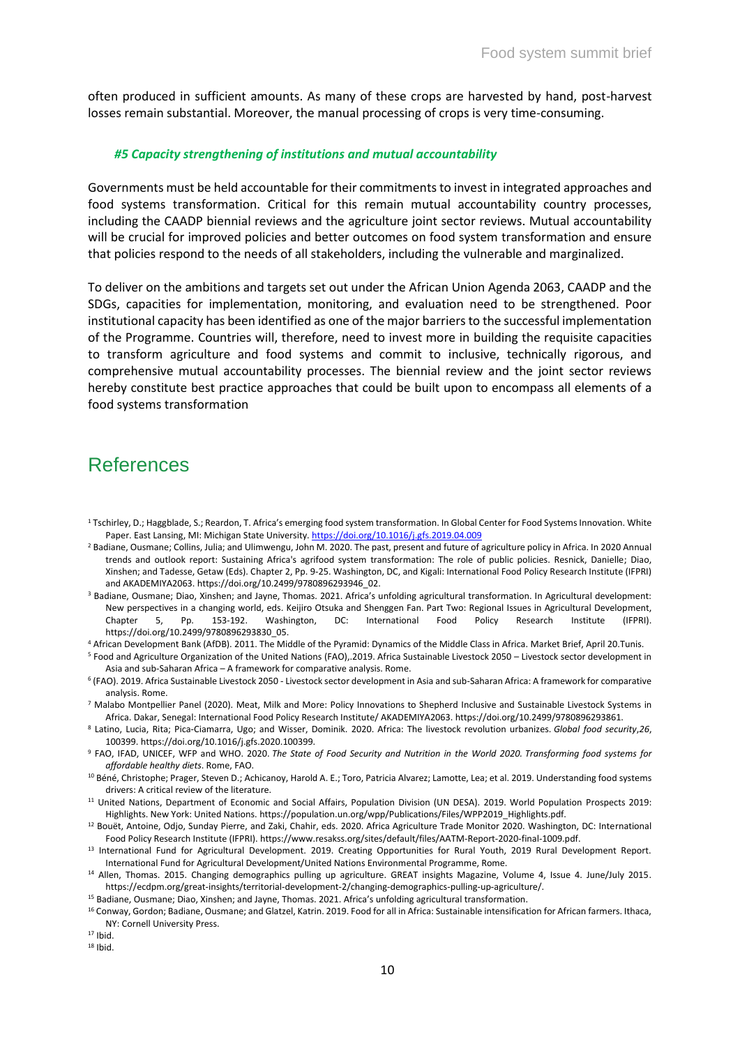often produced in sufficient amounts. As many of these crops are harvested by hand, post-harvest losses remain substantial. Moreover, the manual processing of crops is very time-consuming.

#### *#5 Capacity strengthening of institutions and mutual accountability*

Governments must be held accountable for their commitments to invest in integrated approaches and food systems transformation. Critical for this remain mutual accountability country processes, including the CAADP biennial reviews and the agriculture joint sector reviews. Mutual accountability will be crucial for improved policies and better outcomes on food system transformation and ensure that policies respond to the needs of all stakeholders, including the vulnerable and marginalized.

To deliver on the ambitions and targets set out under the African Union Agenda 2063, CAADP and the SDGs, capacities for implementation, monitoring, and evaluation need to be strengthened. Poor institutional capacity has been identified as one of the major barriers to the successful implementation of the Programme. Countries will, therefore, need to invest more in building the requisite capacities to transform agriculture and food systems and commit to inclusive, technically rigorous, and comprehensive mutual accountability processes. The biennial review and the joint sector reviews hereby constitute best practice approaches that could be built upon to encompass all elements of a food systems transformation

## References

[1] Tschirley, D.; Haggblade, S.; Reardon, T. Africa's emerging food system transformation. In Global Center for Food Systems Innovation. White Paper. East Lansing, MI: Michigan State University. https://doi.org/10.1016/j.gfs.2019.04.009

[2] Badiane, Ousmane; Collins, Julia; and Ulimwengu, John M. 2020. The past, present and future of agriculture policy in Africa. In 2020 Annual trends and outlook report: Sustaining Africa's agrifood system transformation: The role of public policies. Resnick, Danielle; Diao, Xinshen; and Tadesse, Getaw (Eds). Chapter 2, Pp. 9-25. Washington, DC, and Kigali: International Food Policy Research Institute (IFPRI) and AKADEMIYA2063. https://doi.org/10.2499/9780896293946_02.

[3] Badiane, Ousmane; Diao, Xinshen; and Jayne, Thomas. 2021. Africa's unfolding agricultural transformation. In Agricultural development: New perspectives in a changing world, eds. Keijiro Otsuka and Shenggen Fan. Part Two: Regional Issues in Agricultural Development, Chapter 5, Pp. 153-192. Washington, DC: International Food Policy Research Institute (IFPRI). https://doi.org/10.2499/9780896293830_05.

[4] African Development Bank (AfDB). 2011. The Middle of the Pyramid: Dynamics of the Middle Class in Africa. Market Brief, April 20.Tunis.

[5] Food and Agriculture Organization of the United Nations (FAO),.2019. Africa Sustainable Livestock 2050 – Livestock sector development in Asia and sub-Saharan Africa – A framework for comparative analysis. Rome.

[6] (FAO). 2019. Africa Sustainable Livestock 2050 - Livestock sector development in Asia and sub-Saharan Africa: A framework for comparative analysis. Rome.

[7] Malabo Montpellier Panel (2020). Meat, Milk and More: Policy Innovations to Shepherd Inclusive and Sustainable Livestock Systems in Africa. Dakar, Senegal: International Food Policy Research Institute/ AKADEMIYA2063. https://doi.org/10.2499/9780896293861.

[8] Latino, Lucia, Rita; Pica-Ciamarra, Ugo; and Wisser, Dominik. 2020. Africa: The livestock revolution urbanizes. *Global food security*,*26*, 100399. https://doi.org/10.1016/j.gfs.2020.100399.

[9] FAO, IFAD, UNICEF, WFP and WHO. 2020. *The State of Food Security and Nutrition in the World 2020. Transforming food systems for affordable healthy diets*. Rome, FAO.

[10] Béné, Christophe; Prager, Steven D.; Achicanoy, Harold A. E.; Toro, Patricia Alvarez; Lamotte, Lea; et al. 2019. Understanding food systems drivers: A critical review of the literature.

[11] United Nations, Department of Economic and Social Affairs, Population Division (UN DESA). 2019. World Population Prospects 2019: Highlights. New York: United Nations. https://population.un.org/wpp/Publications/Files/WPP2019_Highlights.pdf.

[12] Bouët, Antoine, Odjo, Sunday Pierre, and Zaki, Chahir, eds. 2020. Africa Agriculture Trade Monitor 2020. Washington, DC: International Food Policy Research Institute (IFPRI). https://www.resakss.org/sites/default/files/AATM-Report-2020-final-1009.pdf.

[13] International Fund for Agricultural Development. 2019. Creating Opportunities for Rural Youth, 2019 Rural Development Report. International Fund for Agricultural Development/United Nations Environmental Programme, Rome.

[14] Allen, Thomas. 2015. Changing demographics pulling up agriculture. GREAT insights Magazine, Volume 4, Issue 4. June/July 2015. https://ecdpm.org/great-insights/territorial-development-2/changing-demographics-pulling-up-agriculture/.

[15] Badiane, Ousmane; Diao, Xinshen; and Jayne, Thomas. 2021. Africa's unfolding agricultural transformation.

[16] Conway, Gordon; Badiane, Ousmane; and Glatzel, Katrin. 2019. Food for all in Africa: Sustainable intensification for African farmers. Ithaca, NY: Cornell University Press.

[17] Ibid.

[18] Ibid.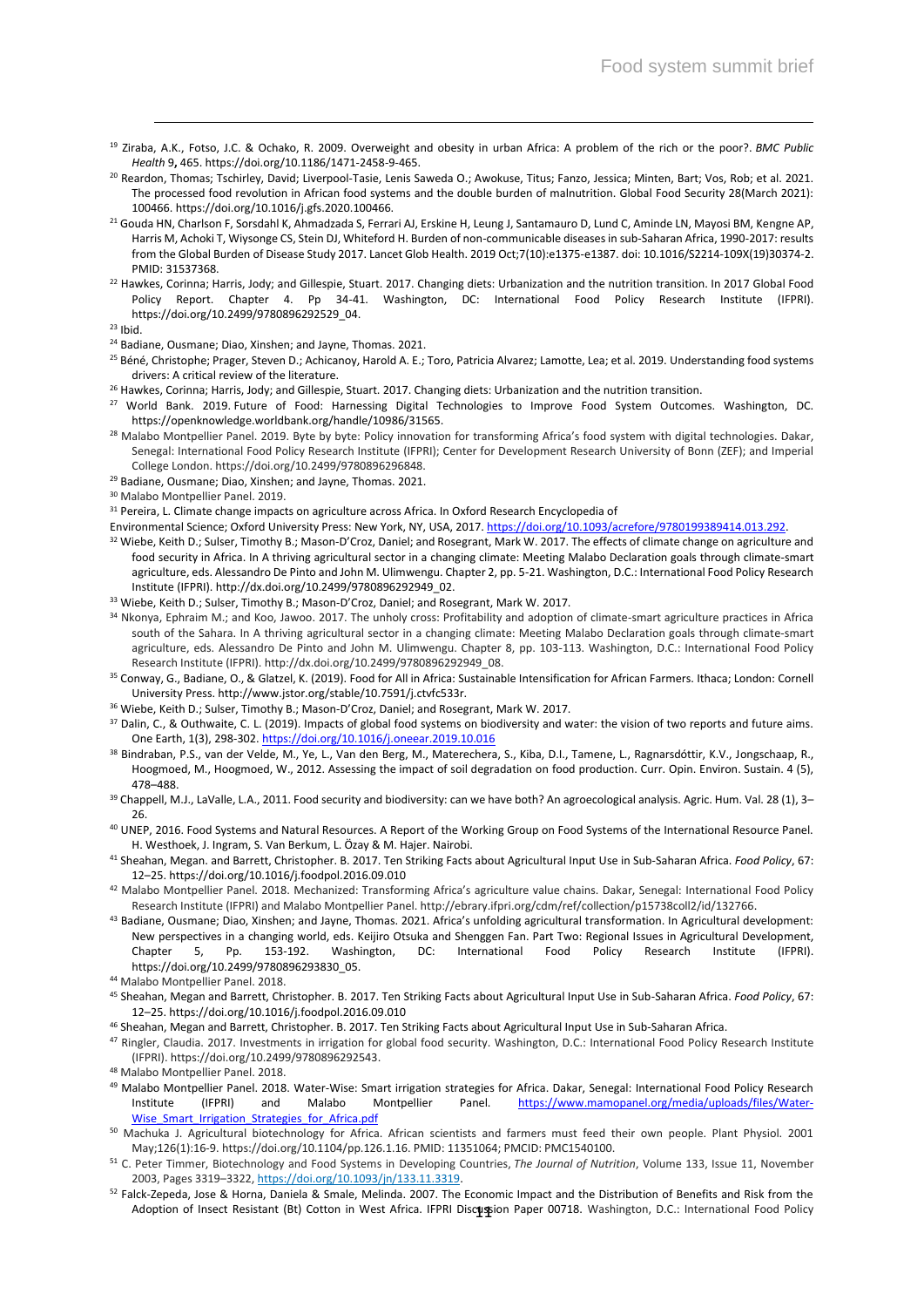[19] Ziraba, A.K., Fotso, J.C. & Ochako, R. 2009. Overweight and obesity in urban Africa: A problem of the rich or the poor?. *BMC Public Health* 9**,** 465. https://doi.org/10.1186/1471-2458-9-465.

[20] Reardon, Thomas; Tschirley, David; Liverpool-Tasie, Lenis Saweda O.; Awokuse, Titus; Fanzo, Jessica; Minten, Bart; Vos, Rob; et al. 2021. The processed food revolution in African food systems and the double burden of malnutrition. Global Food Security 28(March 2021): 100466. https://doi.org/10.1016/j.gfs.2020.100466.

[21] Gouda HN, Charlson F, Sorsdahl K, Ahmadzada S, Ferrari AJ, Erskine H, Leung J, Santamauro D, Lund C, Aminde LN, Mayosi BM, Kengne AP, Harris M, Achoki T, Wiysonge CS, Stein DJ, Whiteford H. Burden of non-communicable diseases in sub-Saharan Africa, 1990-2017: results from the Global Burden of Disease Study 2017. Lancet Glob Health. 2019 Oct;7(10):e1375-e1387. doi: 10.1016/S2214-109X(19)30374-2. PMID: 31537368.

[22] Hawkes, Corinna; Harris, Jody; and Gillespie, Stuart. 2017. Changing diets: Urbanization and the nutrition transition. In 2017 Global Food Policy Report. Chapter 4. Pp 34-41. Washington, DC: International Food Policy Research Institute (IFPRI). https://doi.org/10.2499/9780896292529_04.

[23] Ibid.

[24] Badiane, Ousmane; Diao, Xinshen; and Jayne, Thomas. 2021.

[25] Béné, Christophe; Prager, Steven D.; Achicanoy, Harold A. E.; Toro, Patricia Alvarez; Lamotte, Lea; et al. 2019. Understanding food systems drivers: A critical review of the literature.

[26] Hawkes, Corinna; Harris, Jody; and Gillespie, Stuart. 2017. Changing diets: Urbanization and the nutrition transition.

[27] World Bank. 2019. Future of Food: Harnessing Digital Technologies to Improve Food System Outcomes. Washington, DC. https://openknowledge.worldbank.org/handle/10986/31565.

[28] Malabo Montpellier Panel. 2019. Byte by byte: Policy innovation for transforming Africa's food system with digital technologies. Dakar, Senegal: International Food Policy Research Institute (IFPRI); Center for Development Research University of Bonn (ZEF); and Imperial College London. https://doi.org/10.2499/9780896296848.

[29] Badiane, Ousmane; Diao, Xinshen; and Jayne, Thomas. 2021.

[30] Malabo Montpellier Panel. 2019.

[31] Pereira, L. Climate change impacts on agriculture across Africa. In Oxford Research Encyclopedia of Environmental Science; Oxford University Press: New York, NY, USA, 2017. https://doi.org/10.1093/acrefore/9780199389414.013.292.

[32] Wiebe, Keith D.; Sulser, Timothy B.; Mason-D'Croz, Daniel; and Rosegrant, Mark W. 2017. The effects of climate change on agriculture and food security in Africa. In A thriving agricultural sector in a changing climate: Meeting Malabo Declaration goals through climate-smart agriculture, eds. Alessandro De Pinto and John M. Ulimwengu. Chapter 2, pp. 5-21. Washington, D.C.: International Food Policy Research Institute (IFPRI). http://dx.doi.org/10.2499/9780896292949_02.

[33] Wiebe, Keith D.; Sulser, Timothy B.; Mason-D'Croz, Daniel; and Rosegrant, Mark W. 2017.

[34] Nkonya, Ephraim M.; and Koo, Jawoo. 2017. The unholy cross: Profitability and adoption of climate-smart agriculture practices in Africa south of the Sahara. In A thriving agricultural sector in a changing climate: Meeting Malabo Declaration goals through climate-smart agriculture, eds. Alessandro De Pinto and John M. Ulimwengu. Chapter 8, pp. 103-113. Washington, D.C.: International Food Policy Research Institute (IFPRI). http://dx.doi.org/10.2499/9780896292949_08.

[35] Conway, G., Badiane, O., & Glatzel, K. (2019). Food for All in Africa: Sustainable Intensification for African Farmers. Ithaca; London: Cornell University Press. http://www.jstor.org/stable/10.7591/j.ctvfc533r.

[36] Wiebe, Keith D.; Sulser, Timothy B.; Mason-D'Croz, Daniel; and Rosegrant, Mark W. 2017.

[37] Dalin, C., & Outhwaite, C. L. (2019). Impacts of global food systems on biodiversity and water: the vision of two reports and future aims. One Earth, 1(3), 298-302. https://doi.org/10.1016/j.oneear.2019.10.016

[38] Bindraban, P.S., van der Velde, M., Ye, L., Van den Berg, M., Materechera, S., Kiba, D.I., Tamene, L., Ragnarsdóttir, K.V., Jongschaap, R., Hoogmoed, M., Hoogmoed, W., 2012. Assessing the impact of soil degradation on food production. Curr. Opin. Environ. Sustain. 4 (5), 478–488.

[39] Chappell, M.J., LaValle, L.A., 2011. Food security and biodiversity: can we have both? An agroecological analysis. Agric. Hum. Val. 28 (1), 3–26.

[40] UNEP, 2016. Food Systems and Natural Resources. A Report of the Working Group on Food Systems of the International Resource Panel. H. Westhoek, J. Ingram, S. Van Berkum, L. Özay & M. Hajer. Nairobi.

[41] Sheahan, Megan. and Barrett, Christopher. B. 2017. Ten Striking Facts about Agricultural Input Use in Sub-Saharan Africa. *Food Policy*, 67: 12–25. https://doi.org/10.1016/j.foodpol.2016.09.010

[42] Malabo Montpellier Panel. 2018. Mechanized: Transforming Africa's agriculture value chains. Dakar, Senegal: International Food Policy Research Institute (IFPRI) and Malabo Montpellier Panel. http://ebrary.ifpri.org/cdm/ref/collection/p15738coll2/id/132766.

[43] Badiane, Ousmane; Diao, Xinshen; and Jayne, Thomas. 2021. Africa's unfolding agricultural transformation. In Agricultural development: New perspectives in a changing world, eds. Keijiro Otsuka and Shenggen Fan. Part Two: Regional Issues in Agricultural Development, Chapter 5, Pp. 153-192. Washington, DC: International Food Policy Research Institute (IFPRI). https://doi.org/10.2499/9780896293830_05.

[44] Malabo Montpellier Panel. 2018.

[45] Sheahan, Megan and Barrett, Christopher. B. 2017. Ten Striking Facts about Agricultural Input Use in Sub-Saharan Africa. *Food Policy*, 67: 12–25. https://doi.org/10.1016/j.foodpol.2016.09.010

[46] Sheahan, Megan and Barrett, Christopher. B. 2017. Ten Striking Facts about Agricultural Input Use in Sub-Saharan Africa.

[47] Ringler, Claudia. 2017. Investments in irrigation for global food security. Washington, D.C.: International Food Policy Research Institute (IFPRI). https://doi.org/10.2499/9780896292543.

[48] Malabo Montpellier Panel. 2018.

[49] Malabo Montpellier Panel. 2018. Water-Wise: Smart irrigation strategies for Africa. Dakar, Senegal: International Food Policy Research Institute (IFPRI) and Malabo Montpellier Panel. https://www.mamopanel.org/media/uploads/files/Water-Wise_Smart_Irrigation_Strategies_for_Africa.pdf

[50] Machuka J. Agricultural biotechnology for Africa. African scientists and farmers must feed their own people. Plant Physiol. 2001 May;126(1):16-9. https://doi.org/10.1104/pp.126.1.16. PMID: 11351064; PMCID: PMC1540100.

[51] C. Peter Timmer, Biotechnology and Food Systems in Developing Countries, *The Journal of Nutrition*, Volume 133, Issue 11, November 2003, Pages 3319–3322, https://doi.org/10.1093/jn/133.11.3319.

[52] Falck-Zepeda, Jose & Horna, Daniela & Smale, Melinda. 2007. The Economic Impact and the Distribution of Benefits and Risk from the Adoption of Insect Resistant (Bt) Cotton in West Africa. IFPRI Discussion Paper 00718. Washington, D.C.: International Food Policy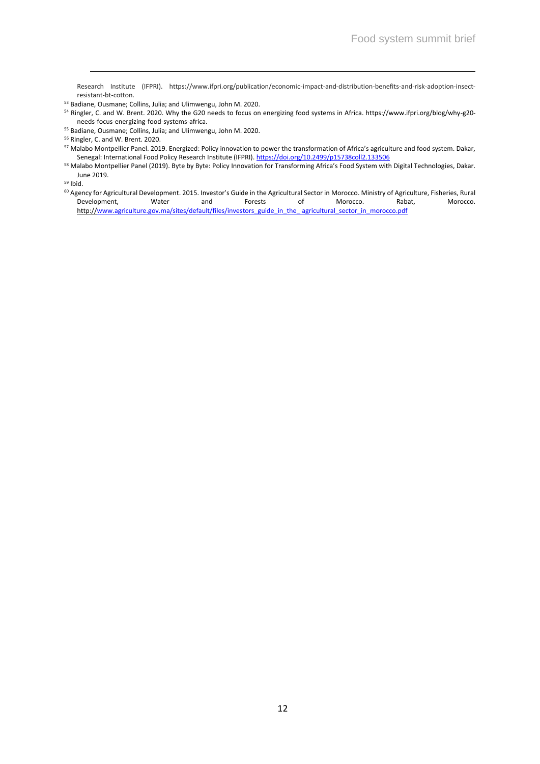Research Institute (IFPRI). https://www.ifpri.org/publication/economic-impact-and-distribution-benefits-and-risk-adoption-insect-resistant-bt-cotton.

[53] Badiane, Ousmane; Collins, Julia; and Ulimwengu, John M. 2020.

[54] Ringler, C. and W. Brent. 2020. Why the G20 needs to focus on energizing food systems in Africa. https://www.ifpri.org/blog/why-g20-needs-focus-energizing-food-systems-africa.

[55] Badiane, Ousmane; Collins, Julia; and Ulimwengu, John M. 2020.

[56] Ringler, C. and W. Brent. 2020.

[57] Malabo Montpellier Panel. 2019. Energized: Policy innovation to power the transformation of Africa's agriculture and food system. Dakar, Senegal: International Food Policy Research Institute (IFPRI). https://doi.org/10.2499/p15738coll2.133506

[58] Malabo Montpellier Panel (2019). Byte by Byte: Policy Innovation for Transforming Africa's Food System with Digital Technologies, Dakar. June 2019.

[59] Ibid.

[60] Agency for Agricultural Development. 2015. Investor's Guide in the Agricultural Sector in Morocco. Ministry of Agriculture, Fisheries, Rural Development, Water and Forests of Morocco. Rabat, Morocco. http://www.agriculture.gov.ma/sites/default/files/investors_guide_in_the_agricultural_sector_in_morocco.pdf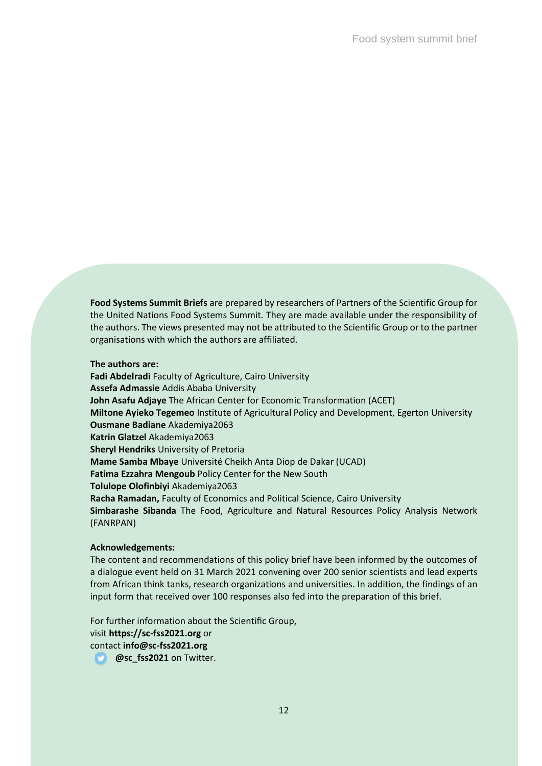**Food Systems Summit Briefs** are prepared by researchers of Partners of the Scientific Group for the United Nations Food Systems Summit. They are made available under the responsibility of the authors. The views presented may not be attributed to the Scientific Group or to the partner organisations with which the authors are affiliated.

**The authors are:**
**Fadi Abdelradi** Faculty of Agriculture, Cairo University
**Assefa Admassie** Addis Ababa University
**John Asafu Adjaye** The African Center for Economic Transformation (ACET)
**Miltone Ayieko Tegemeo** Institute of Agricultural Policy and Development, Egerton University
**Ousmane Badiane** Akademiya2063
**Katrin Glatzel** Akademiya2063
**Sheryl Hendriks** University of Pretoria
**Mame Samba Mbaye** Université Cheikh Anta Diop de Dakar (UCAD)
**Fatima Ezzahra Mengoub** Policy Center for the New South
**Tolulope Olofinbiyi** Akademiya2063
**Racha Ramadan,** Faculty of Economics and Political Science, Cairo University
**Simbarashe Sibanda** The Food, Agriculture and Natural Resources Policy Analysis Network (FANRPAN)

**Acknowledgements:**
The content and recommendations of this policy brief have been informed by the outcomes of a dialogue event held on 31 March 2021 convening over 200 senior scientists and lead experts from African think tanks, research organizations and universities. In addition, the findings of an input form that received over 100 responses also fed into the preparation of this brief.

For further information about the Scientific Group,
visit **https://sc-fss2021.org** or
contact **info@sc-fss2021.org**
**@sc_fss2021** on Twitter.